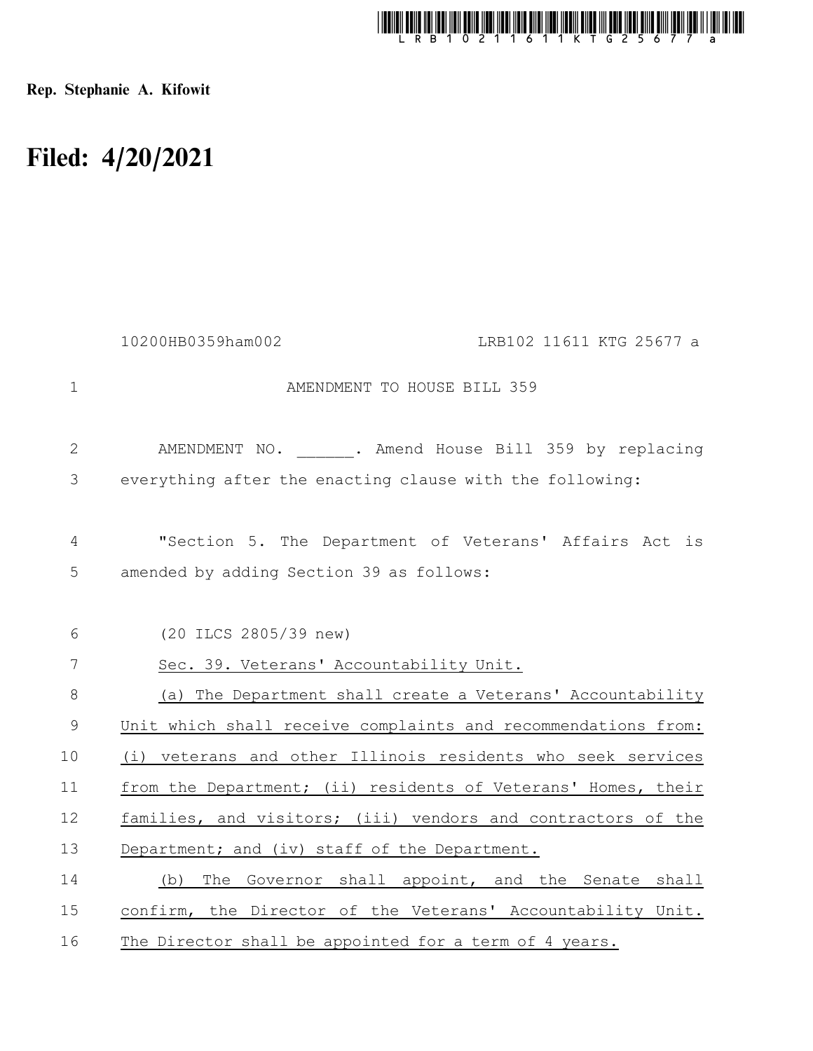**Rep. Stephanie A. Kifowit**

# Filed: 4/20/2021

10200HB0359ham002 LRB102 11611 KTG 25677 a

AMENDMENT TO HOUSE BILL 359

AMENDMENT NO. ______. Amend House Bill 359 by replacing everything after the enacting clause with the following:

"Section 5. The Department of Veterans' Affairs Act is amended by adding Section 39 as follows:

(20 ILCS 2805/39 new)

Sec. 39. Veterans' Accountability Unit.

(a) The Department shall create a Veterans' Accountability Unit which shall receive complaints and recommendations from: (i) veterans and other Illinois residents who seek services from the Department; (ii) residents of Veterans' Homes, their families, and visitors; (iii) vendors and contractors of the Department; and (iv) staff of the Department.

(b) The Governor shall appoint, and the Senate shall confirm, the Director of the Veterans' Accountability Unit. The Director shall be appointed for a term of 4 years.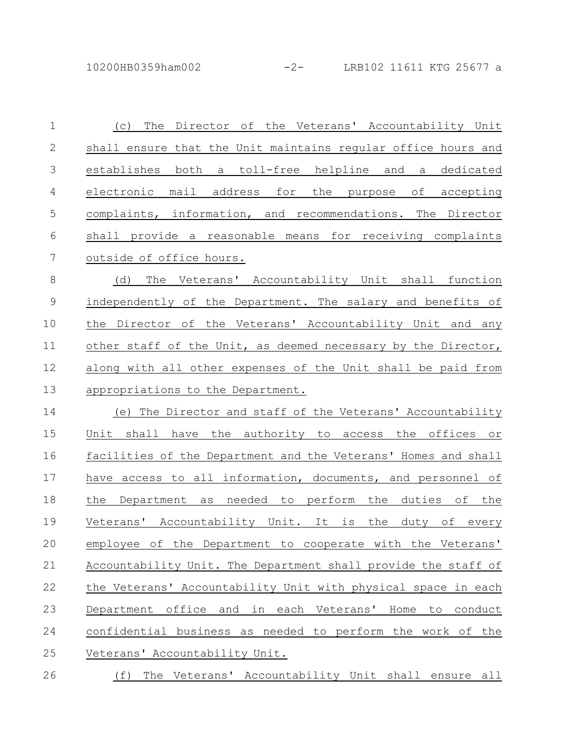(c) The Director of the Veterans' Accountability Unit shall ensure that the Unit maintains regular office hours and establishes both a toll-free helpline and a dedicated electronic mail address for the purpose of accepting complaints, information, and recommendations. The Director shall provide a reasonable means for receiving complaints outside of office hours.

(d) The Veterans' Accountability Unit shall function independently of the Department. The salary and benefits of the Director of the Veterans' Accountability Unit and any other staff of the Unit, as deemed necessary by the Director, along with all other expenses of the Unit shall be paid from appropriations to the Department.

(e) The Director and staff of the Veterans' Accountability Unit shall have the authority to access the offices or facilities of the Department and the Veterans' Homes and shall have access to all information, documents, and personnel of the Department as needed to perform the duties of the Veterans' Accountability Unit. It is the duty of every employee of the Department to cooperate with the Veterans' Accountability Unit. The Department shall provide the staff of the Veterans' Accountability Unit with physical space in each Department office and in each Veterans' Home to conduct confidential business as needed to perform the work of the Veterans' Accountability Unit.

(f) The Veterans' Accountability Unit shall ensure all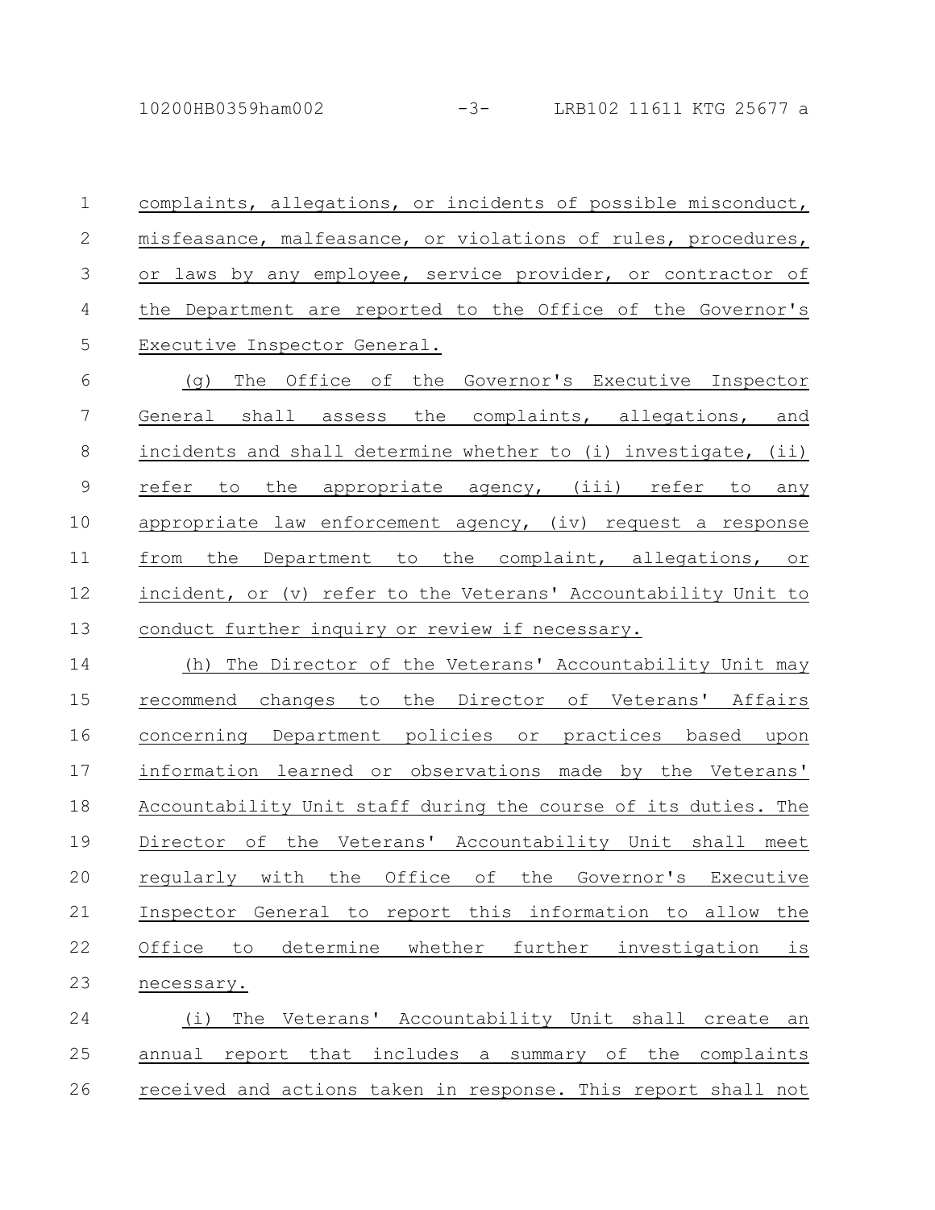complaints, allegations, or incidents of possible misconduct, misfeasance, malfeasance, or violations of rules, procedures, or laws by any employee, service provider, or contractor of the Department are reported to the Office of the Governor's Executive Inspector General.

(g) The Office of the Governor's Executive Inspector General shall assess the complaints, allegations, and incidents and shall determine whether to (i) investigate, (ii) refer to the appropriate agency, (iii) refer to any appropriate law enforcement agency, (iv) request a response from the Department to the complaint, allegations, or incident, or (v) refer to the Veterans' Accountability Unit to conduct further inquiry or review if necessary.

(h) The Director of the Veterans' Accountability Unit may recommend changes to the Director of Veterans' Affairs concerning Department policies or practices based upon information learned or observations made by the Veterans' Accountability Unit staff during the course of its duties. The Director of the Veterans' Accountability Unit shall meet regularly with the Office of the Governor's Executive Inspector General to report this information to allow the Office to determine whether further investigation is necessary.

(i) The Veterans' Accountability Unit shall create an annual report that includes a summary of the complaints received and actions taken in response. This report shall not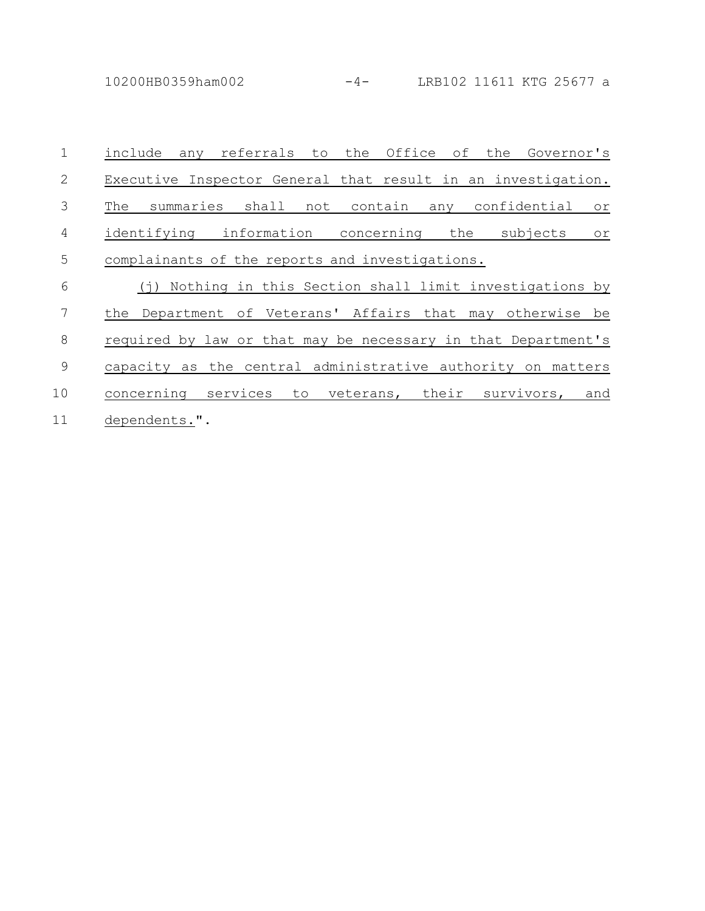include any referrals to the Office of the Governor's Executive Inspector General that result in an investigation. The summaries shall not contain any confidential or identifying information concerning the subjects or complainants of the reports and investigations.

(j) Nothing in this Section shall limit investigations by the Department of Veterans' Affairs that may otherwise be required by law or that may be necessary in that Department's capacity as the central administrative authority on matters concerning services to veterans, their survivors, and dependents.".